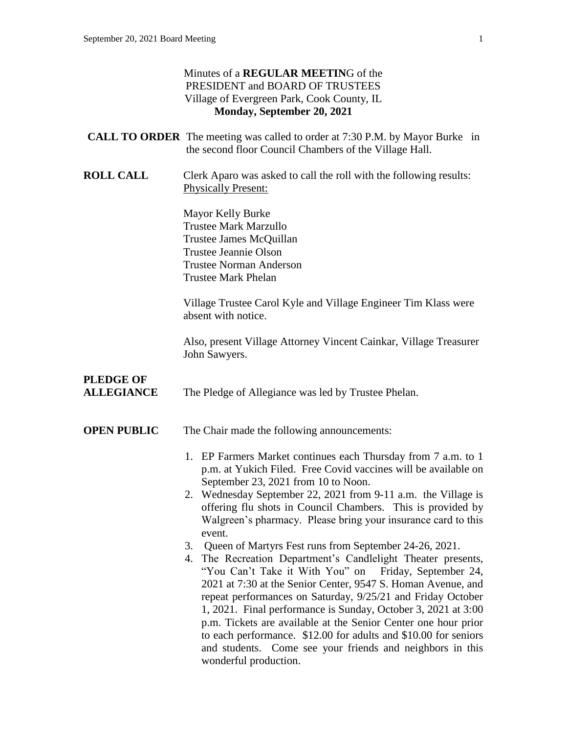Minutes of a **REGULAR MEETIN**G of the
PRESIDENT and BOARD OF TRUSTEES
Village of Evergreen Park, Cook County, IL
**Monday, September 20, 2021**

**CALL TO ORDER** The meeting was called to order at 7:30 P.M. by Mayor Burke in the second floor Council Chambers of the Village Hall.

**ROLL CALL** Clerk Aparo was asked to call the roll with the following results:
Physically Present:

Mayor Kelly Burke
Trustee Mark Marzullo
Trustee James McQuillan
Trustee Jeannie Olson
Trustee Norman Anderson
Trustee Mark Phelan

Village Trustee Carol Kyle and Village Engineer Tim Klass were absent with notice.

Also, present Village Attorney Vincent Cainkar, Village Treasurer John Sawyers.

**PLEDGE OF ALLEGIANCE** The Pledge of Allegiance was led by Trustee Phelan.

**OPEN PUBLIC** The Chair made the following announcements:

1. EP Farmers Market continues each Thursday from 7 a.m. to 1 p.m. at Yukich Filed. Free Covid vaccines will be available on September 23, 2021 from 10 to Noon.
2. Wednesday September 22, 2021 from 9-11 a.m. the Village is offering flu shots in Council Chambers. This is provided by Walgreen's pharmacy. Please bring your insurance card to this event.
3. Queen of Martyrs Fest runs from September 24-26, 2021.
4. The Recreation Department's Candlelight Theater presents, "You Can't Take it With You" on Friday, September 24, 2021 at 7:30 at the Senior Center, 9547 S. Homan Avenue, and repeat performances on Saturday, 9/25/21 and Friday October 1, 2021. Final performance is Sunday, October 3, 2021 at 3:00 p.m. Tickets are available at the Senior Center one hour prior to each performance. $12.00 for adults and $10.00 for seniors and students. Come see your friends and neighbors in this wonderful production.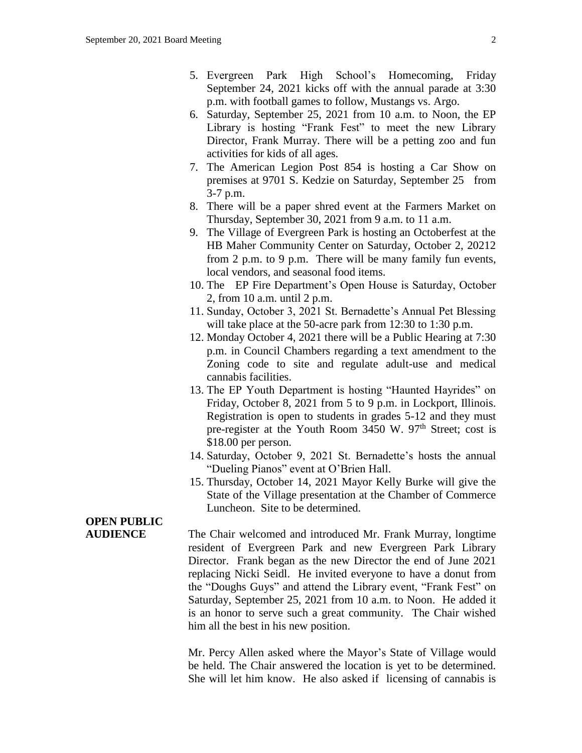5. Evergreen Park High School's Homecoming, Friday September 24, 2021 kicks off with the annual parade at 3:30 p.m. with football games to follow, Mustangs vs. Argo.
6. Saturday, September 25, 2021 from 10 a.m. to Noon, the EP Library is hosting "Frank Fest" to meet the new Library Director, Frank Murray. There will be a petting zoo and fun activities for kids of all ages.
7. The American Legion Post 854 is hosting a Car Show on premises at 9701 S. Kedzie on Saturday, September 25 from 3-7 p.m.
8. There will be a paper shred event at the Farmers Market on Thursday, September 30, 2021 from 9 a.m. to 11 a.m.
9. The Village of Evergreen Park is hosting an Octoberfest at the HB Maher Community Center on Saturday, October 2, 20212 from 2 p.m. to 9 p.m. There will be many family fun events, local vendors, and seasonal food items.
10. The EP Fire Department's Open House is Saturday, October 2, from 10 a.m. until 2 p.m.
11. Sunday, October 3, 2021 St. Bernadette's Annual Pet Blessing will take place at the 50-acre park from 12:30 to 1:30 p.m.
12. Monday October 4, 2021 there will be a Public Hearing at 7:30 p.m. in Council Chambers regarding a text amendment to the Zoning code to site and regulate adult-use and medical cannabis facilities.
13. The EP Youth Department is hosting "Haunted Hayrides" on Friday, October 8, 2021 from 5 to 9 p.m. in Lockport, Illinois. Registration is open to students in grades 5-12 and they must pre-register at the Youth Room 3450 W. 97th Street; cost is \$18.00 per person.
14. Saturday, October 9, 2021 St. Bernadette's hosts the annual "Dueling Pianos" event at O'Brien Hall.
15. Thursday, October 14, 2021 Mayor Kelly Burke will give the State of the Village presentation at the Chamber of Commerce Luncheon. Site to be determined.

**OPEN PUBLIC AUDIENCE**

The Chair welcomed and introduced Mr. Frank Murray, longtime resident of Evergreen Park and new Evergreen Park Library Director. Frank began as the new Director the end of June 2021 replacing Nicki Seidl. He invited everyone to have a donut from the "Doughs Guys" and attend the Library event, "Frank Fest" on Saturday, September 25, 2021 from 10 a.m. to Noon. He added it is an honor to serve such a great community. The Chair wished him all the best in his new position.

Mr. Percy Allen asked where the Mayor's State of Village would be held. The Chair answered the location is yet to be determined. She will let him know. He also asked if licensing of cannabis is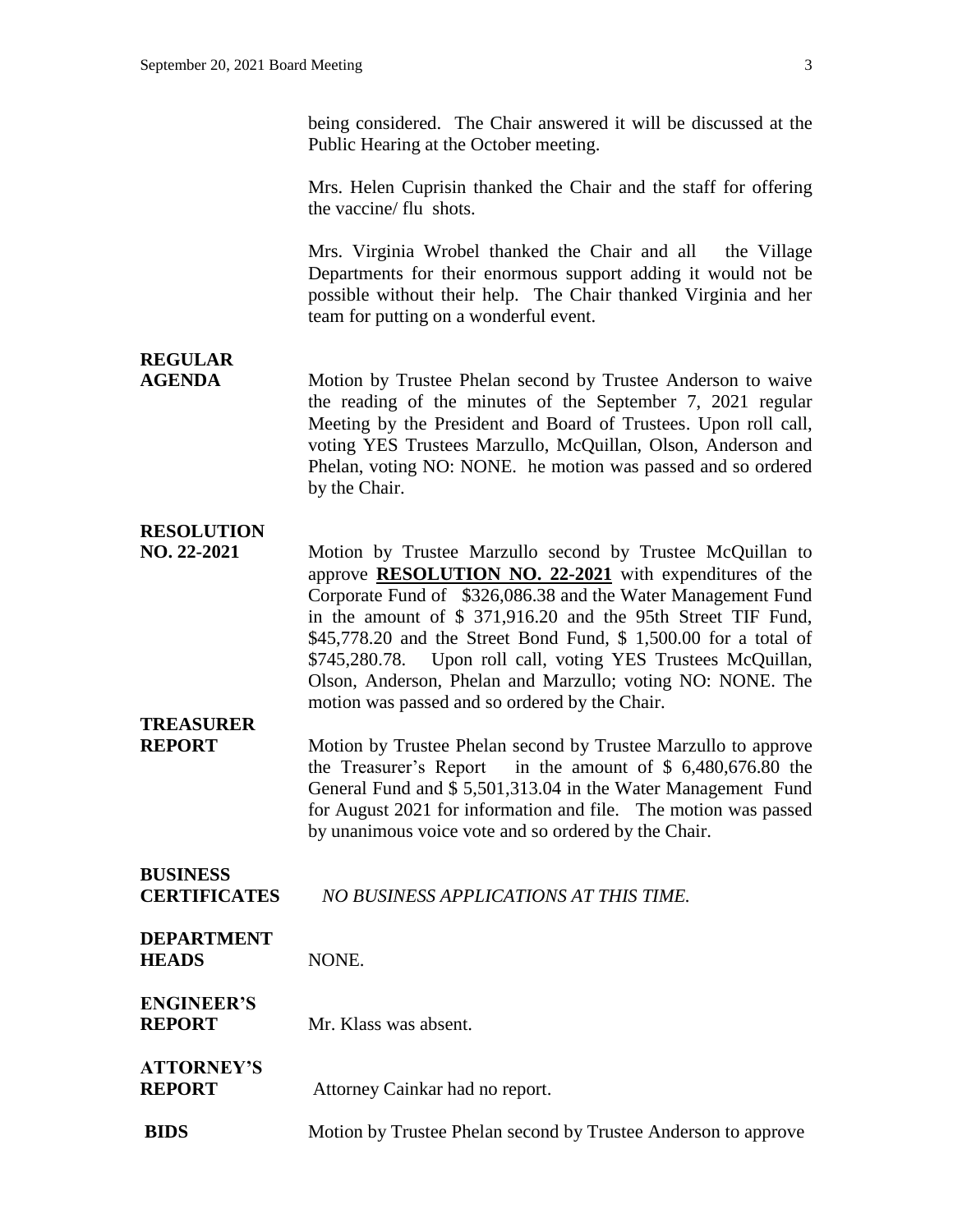being considered. The Chair answered it will be discussed at the Public Hearing at the October meeting.

Mrs. Helen Cuprisin thanked the Chair and the staff for offering the vaccine/ flu shots.

Mrs. Virginia Wrobel thanked the Chair and all the Village Departments for their enormous support adding it would not be possible without their help. The Chair thanked Virginia and her team for putting on a wonderful event.

**REGULAR AGENDA**

Motion by Trustee Phelan second by Trustee Anderson to waive the reading of the minutes of the September 7, 2021 regular Meeting by the President and Board of Trustees. Upon roll call, voting YES Trustees Marzullo, McQuillan, Olson, Anderson and Phelan, voting NO: NONE. he motion was passed and so ordered by the Chair.

**RESOLUTION NO. 22-2021**

Motion by Trustee Marzullo second by Trustee McQuillan to approve **RESOLUTION NO. 22-2021** with expenditures of the Corporate Fund of $326,086.38 and the Water Management Fund in the amount of $ 371,916.20 and the 95th Street TIF Fund, $45,778.20 and the Street Bond Fund, $ 1,500.00 for a total of $745,280.78. Upon roll call, voting YES Trustees McQuillan, Olson, Anderson, Phelan and Marzullo; voting NO: NONE. The motion was passed and so ordered by the Chair.

**TREASURER REPORT**

Motion by Trustee Phelan second by Trustee Marzullo to approve the Treasurer's Report in the amount of $ 6,480,676.80 the General Fund and $ 5,501,313.04 in the Water Management Fund for August 2021 for information and file. The motion was passed by unanimous voice vote and so ordered by the Chair.

**BUSINESS CERTIFICATES**

*NO BUSINESS APPLICATIONS AT THIS TIME.*

**DEPARTMENT HEADS**

NONE.

**ENGINEER'S REPORT**

Mr. Klass was absent.

**ATTORNEY'S REPORT**

Attorney Cainkar had no report.

**BIDS**

Motion by Trustee Phelan second by Trustee Anderson to approve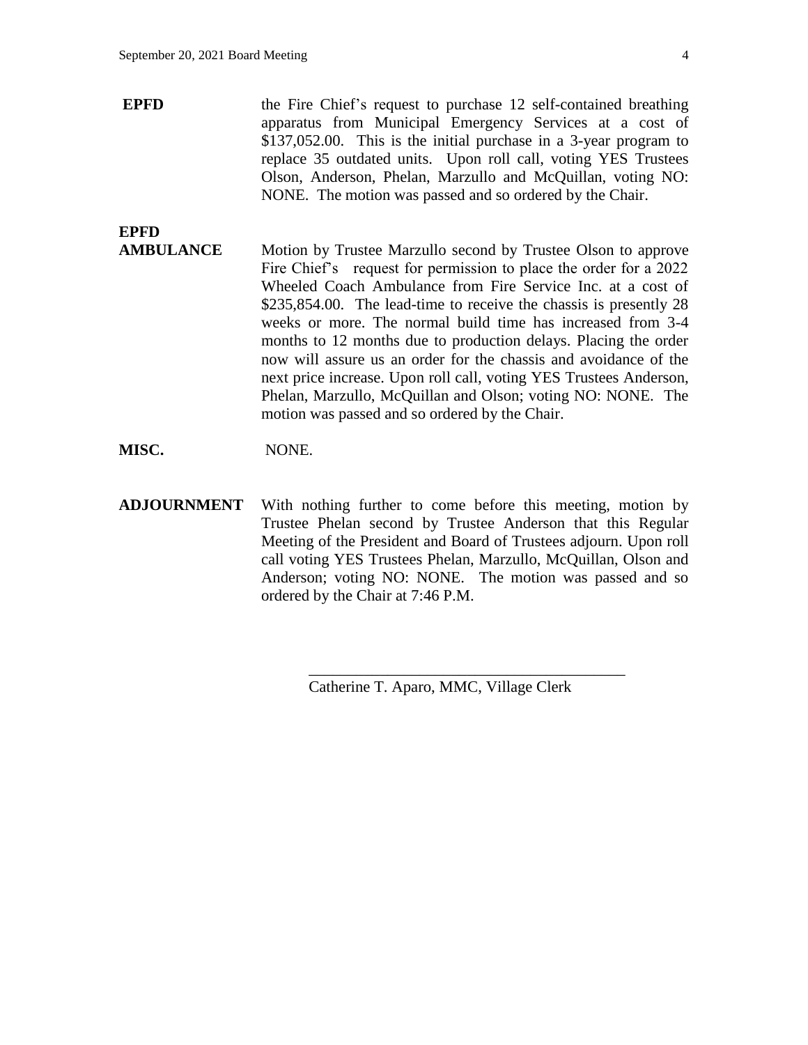**EPFD** the Fire Chief's request to purchase 12 self-contained breathing apparatus from Municipal Emergency Services at a cost of $137,052.00. This is the initial purchase in a 3-year program to replace 35 outdated units. Upon roll call, voting YES Trustees Olson, Anderson, Phelan, Marzullo and McQuillan, voting NO: NONE. The motion was passed and so ordered by the Chair.

**EPFD AMBULANCE** Motion by Trustee Marzullo second by Trustee Olson to approve Fire Chief's request for permission to place the order for a 2022 Wheeled Coach Ambulance from Fire Service Inc. at a cost of $235,854.00. The lead-time to receive the chassis is presently 28 weeks or more. The normal build time has increased from 3-4 months to 12 months due to production delays. Placing the order now will assure us an order for the chassis and avoidance of the next price increase. Upon roll call, voting YES Trustees Anderson, Phelan, Marzullo, McQuillan and Olson; voting NO: NONE. The motion was passed and so ordered by the Chair.

**MISC.** NONE.

**ADJOURNMENT** With nothing further to come before this meeting, motion by Trustee Phelan second by Trustee Anderson that this Regular Meeting of the President and Board of Trustees adjourn. Upon roll call voting YES Trustees Phelan, Marzullo, McQuillan, Olson and Anderson; voting NO: NONE. The motion was passed and so ordered by the Chair at 7:46 P.M.

\_\_\_\_\_\_\_\_\_\_\_\_\_\_\_\_\_\_\_\_\_\_\_\_\_\_\_\_\_\_\_\_\_\_\_\_\_\_\_\_

Catherine T. Aparo, MMC, Village Clerk